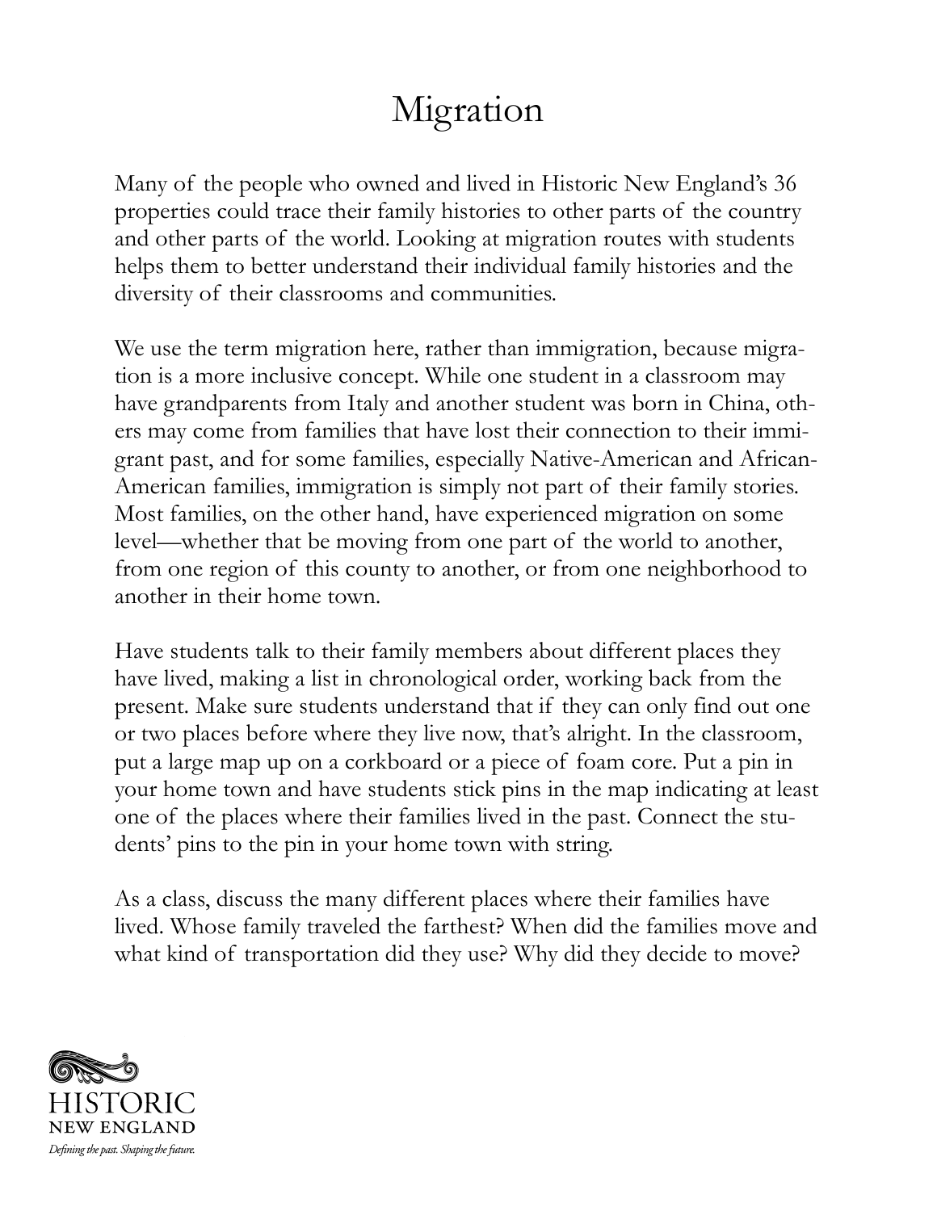# Migration

Many of the people who owned and lived in Historic New England's 36 properties could trace their family histories to other parts of the country and other parts of the world. Looking at migration routes with students helps them to better understand their individual family histories and the diversity of their classrooms and communities.

We use the term migration here, rather than immigration, because migration is a more inclusive concept. While one student in a classroom may have grandparents from Italy and another student was born in China, others may come from families that have lost their connection to their immigrant past, and for some families, especially Native-American and African-American families, immigration is simply not part of their family stories. Most families, on the other hand, have experienced migration on some level—whether that be moving from one part of the world to another, from one region of this county to another, or from one neighborhood to another in their home town.

Have students talk to their family members about different places they have lived, making a list in chronological order, working back from the present. Make sure students understand that if they can only find out one or two places before where they live now, that's alright. In the classroom, put a large map up on a corkboard or a piece of foam core. Put a pin in your home town and have students stick pins in the map indicating at least one of the places where their families lived in the past. Connect the students' pins to the pin in your home town with string.

As a class, discuss the many different places where their families have lived. Whose family traveled the farthest? When did the families move and what kind of transportation did they use? Why did they decide to move?

HISTORIC NEW ENGLAND

*Defining the past. Shaping the future.*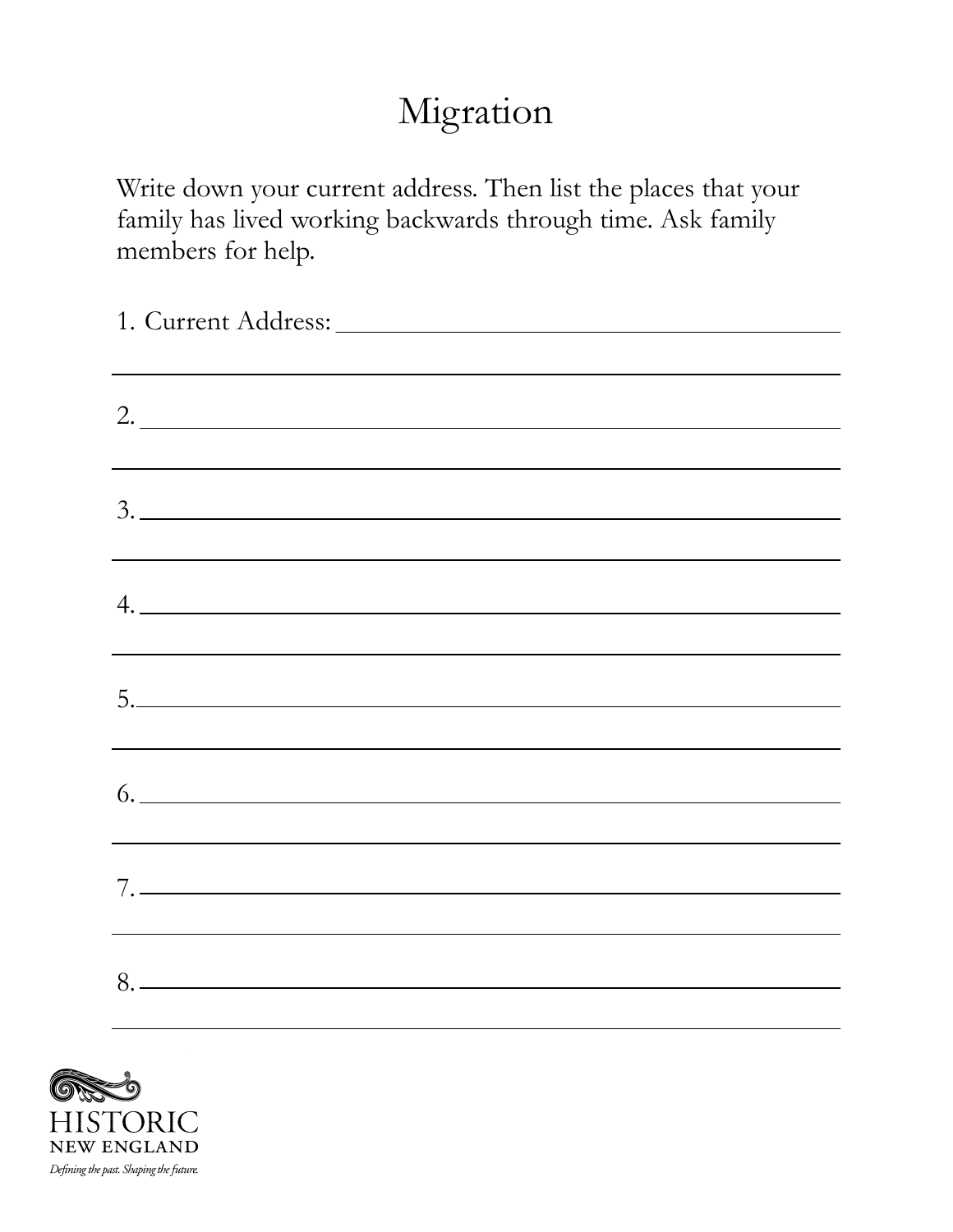# Migration

Write down your current address. Then list the places that your family has lived working backwards through time. Ask family members for help.

1. Current Address: ______________________________________

______________________________________

2. ______________________________________

______________________________________

3. ______________________________________

______________________________________

4. ______________________________________

______________________________________

5. ______________________________________

______________________________________

6. ______________________________________

______________________________________

7. ______________________________________

______________________________________

8. ______________________________________

______________________________________

HISTORIC NEW ENGLAND

*Defining the past. Shaping the future.*